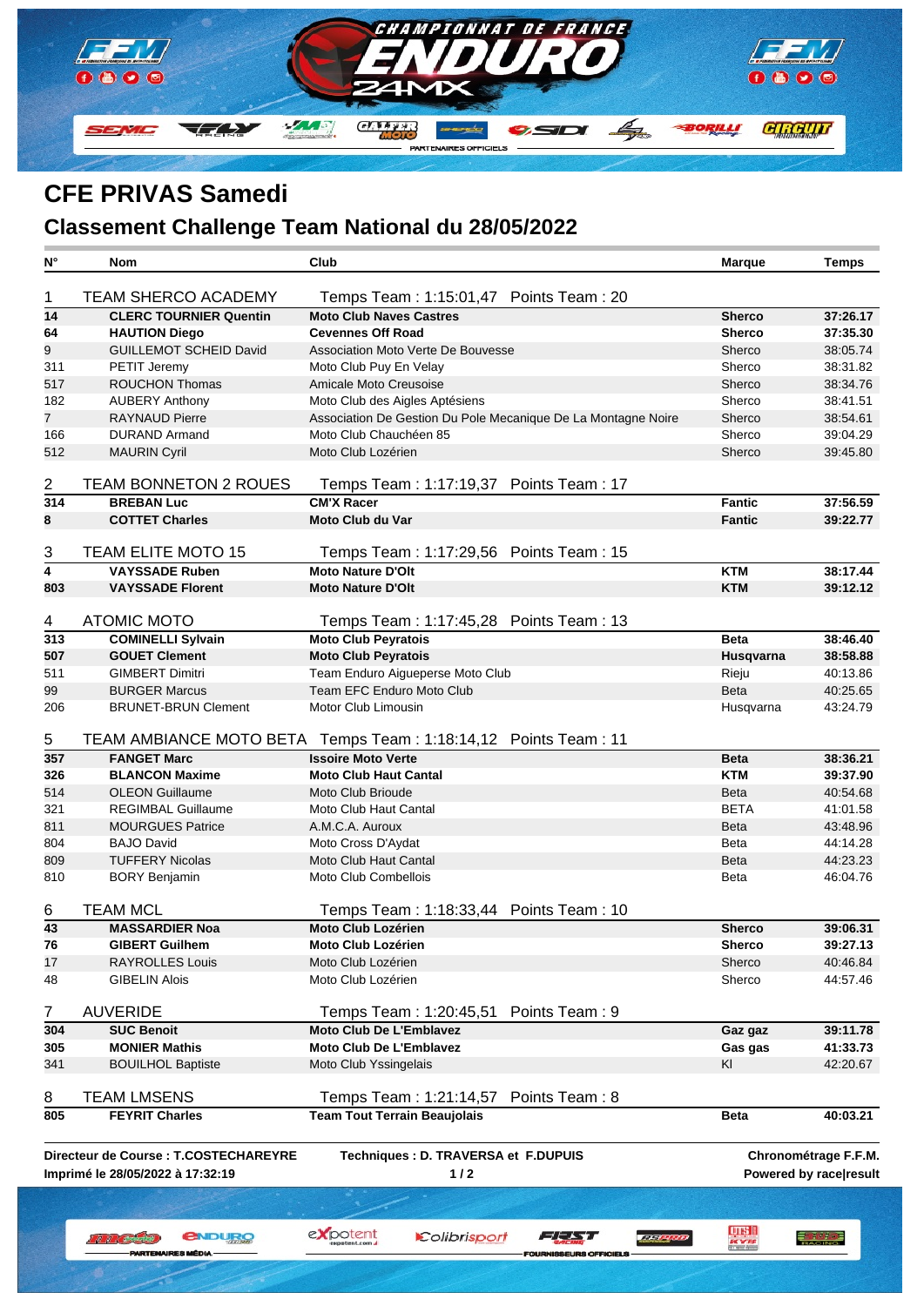# CFE PRIVAS Samedi

## Classement Challenge Team National du 28/05/2022

| N° | Nom | Club | Marque | Temps |
|---|---|---|---|---|
| 1 | TEAM SHERCO ACADEMY | Temps Team : 1:15:01,47 Points Team : 20 | | |
| **14** | **CLERC TOURNIER Quentin** | **Moto Club Naves Castres** | **Sherco** | **37:26.17** |
| **64** | **HAUTION Diego** | **Cevennes Off Road** | **Sherco** | **37:35.30** |
| 9 | GUILLEMOT SCHEID David | Association Moto Verte De Bouvesse | Sherco | 38:05.74 |
| 311 | PETIT Jeremy | Moto Club Puy En Velay | Sherco | 38:31.82 |
| 517 | ROUCHON Thomas | Amicale Moto Creusoise | Sherco | 38:34.76 |
| 182 | AUBERY Anthony | Moto Club des Aigles Aptésiens | Sherco | 38:41.51 |
| 7 | RAYNAUD Pierre | Association De Gestion Du Pole Mecanique De La Montagne Noire | Sherco | 38:54.61 |
| 166 | DURAND Armand | Moto Club Chauchéen 85 | Sherco | 39:04.29 |
| 512 | MAURIN Cyril | Moto Club Lozérien | Sherco | 39:45.80 |
| 2 | TEAM BONNETON 2 ROUES | Temps Team : 1:17:19,37 Points Team : 17 | | |
| **314** | **BREBAN Luc** | **CM'X Racer** | **Fantic** | **37:56.59** |
| **8** | **COTTET Charles** | **Moto Club du Var** | **Fantic** | **39:22.77** |
| 3 | TEAM ELITE MOTO 15 | Temps Team : 1:17:29,56 Points Team : 15 | | |
| **4** | **VAYSSADE Ruben** | **Moto Nature D'Olt** | **KTM** | **38:17.44** |
| **803** | **VAYSSADE Florent** | **Moto Nature D'Olt** | **KTM** | **39:12.12** |
| 4 | ATOMIC MOTO | Temps Team : 1:17:45,28 Points Team : 13 | | |
| **313** | **COMINELLI Sylvain** | **Moto Club Peyratois** | **Beta** | **38:46.40** |
| **507** | **GOUET Clement** | **Moto Club Peyratois** | **Husqvarna** | **38:58.88** |
| 511 | GIMBERT Dimitri | Team Enduro Aigueperse Moto Club | Rieju | 40:13.86 |
| 99 | BURGER Marcus | Team EFC Enduro Moto Club | Beta | 40:25.65 |
| 206 | BRUNET-BRUN Clement | Motor Club Limousin | Husqvarna | 43:24.79 |
| 5 | TEAM AMBIANCE MOTO BETA | Temps Team : 1:18:14,12 Points Team : 11 | | |
| **357** | **FANGET Marc** | **Issoire Moto Verte** | **Beta** | **38:36.21** |
| **326** | **BLANCON Maxime** | **Moto Club Haut Cantal** | **KTM** | **39:37.90** |
| 514 | OLEON Guillaume | Moto Club Brioude | Beta | 40:54.68 |
| 321 | REGIMBAL Guillaume | Moto Club Haut Cantal | BETA | 41:01.58 |
| 811 | MOURGUES Patrice | A.M.C.A. Auroux | Beta | 43:48.96 |
| 804 | BAJO David | Moto Cross D'Aydat | Beta | 44:14.28 |
| 809 | TUFFERY Nicolas | Moto Club Haut Cantal | Beta | 44:23.23 |
| 810 | BORY Benjamin | Moto Club Combellois | Beta | 46:04.76 |
| 6 | TEAM MCL | Temps Team : 1:18:33,44 Points Team : 10 | | |
| **43** | **MASSARDIER Noa** | **Moto Club Lozérien** | **Sherco** | **39:06.31** |
| **76** | **GIBERT Guilhem** | **Moto Club Lozérien** | **Sherco** | **39:27.13** |
| 17 | RAYROLLES Louis | Moto Club Lozérien | Sherco | 40:46.84 |
| 48 | GIBELIN Alois | Moto Club Lozérien | Sherco | 44:57.46 |
| 7 | AUVERIDE | Temps Team : 1:20:45,51 Points Team : 9 | | |
| **304** | **SUC Benoit** | **Moto Club De L'Emblavez** | **Gaz gaz** | **39:11.78** |
| **305** | **MONIER Mathis** | **Moto Club De L'Emblavez** | **Gas gas** | **41:33.73** |
| 341 | BOUILHOL Baptiste | Moto Club Yssingelais | Kl | 42:20.67 |
| 8 | TEAM LMSENS | Temps Team : 1:21:14,57 Points Team : 8 | | |
| **805** | **FEYRIT Charles** | **Team Tout Terrain Beaujolais** | **Beta** | **40:03.21** |

**Directeur de Course : T.COSTECHAREYRE** **Techniques : D. TRAVERSA et F.DUPUIS** **Chronométrage F.F.M.**

**Imprimé le 28/05/2022 à 17:32:19** **Powered by race|result**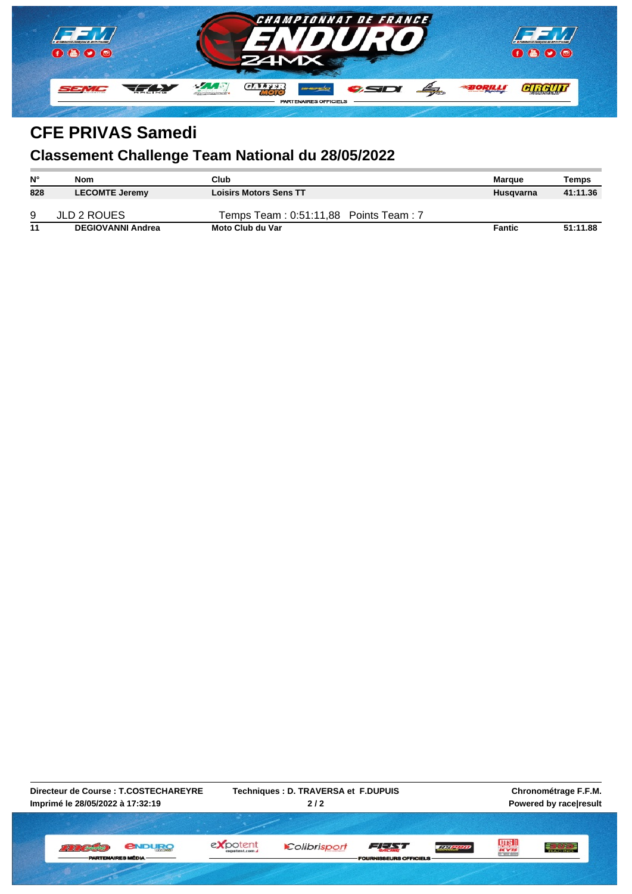## CFE PRIVAS Samedi

### Classement Challenge Team National du 28/05/2022

| N° | Nom | Club | Marque | Temps |
|---|---|---|---|---|
| 828 | LECOMTE Jeremy | Loisirs Motors Sens TT | Husqvarna | 41:11.36 |
| 9 | JLD 2 ROUES | Temps Team : 0:51:11,88 Points Team : 7 | | |
| 11 | DEGIOVANNI Andrea | Moto Club du Var | Fantic | 51:11.88 |

Directeur de Course : T.COSTECHAREYRE
Techniques : D. TRAVERSA et F.DUPUIS
Chronométrage F.F.M.
Imprimé le 28/05/2022 à 17:32:19
Powered by race|result